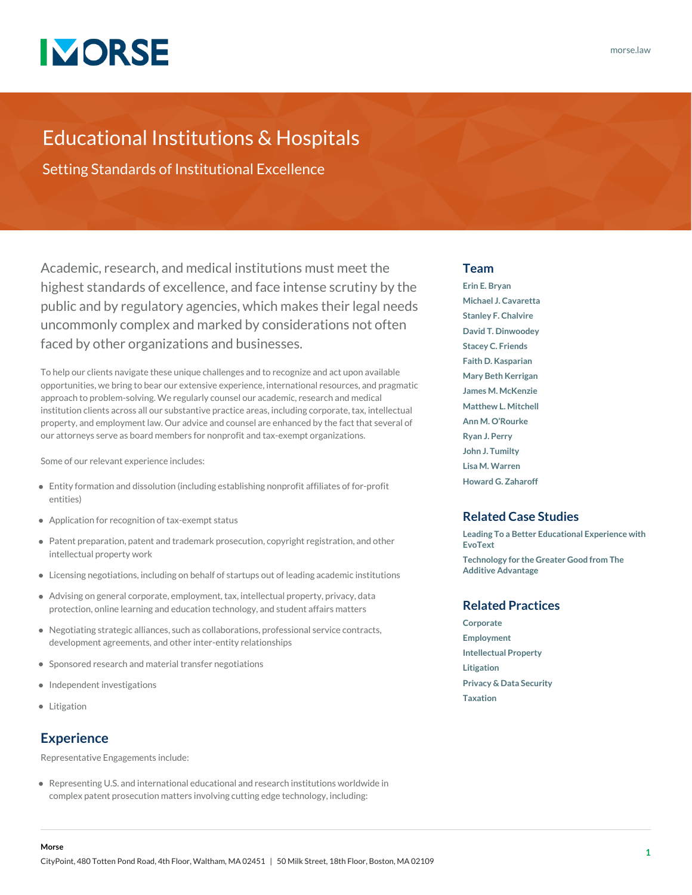# Educational Institutions & Hospitals

## Setting Standards of Institutional Excellence

Academic, research, and medical institutions must meet the highest standards of excellence, and face intense scrutiny by the public and by regulatory agencies, which makes their legal needs uncommonly complex and marked by considerations not often faced by other organizations and businesses.

To help our clients navigate these unique challenges and to recognize and act upon available opportunities, we bring to bear our extensive experience, international resources, and pragmatic approach to problem-solving. We regularly counsel our academic, research and medical institution clients across all our substantive practice areas, including corporate, tax, intellectual property, and employment law. Our advice and counsel are enhanced by the fact that several of our attorneys serve as board members for nonprofit and tax-exempt organizations.

Some of our relevant experience includes:

- Entity formation and dissolution (including establishing nonprofit affiliates of for-profit entities)
- Application for recognition of tax-exempt status
- Patent preparation, patent and trademark prosecution, copyright registration, and other intellectual property work
- Licensing negotiations, including on behalf of startups out of leading academic institutions
- Advising on general corporate, employment, tax, intellectual property, privacy, data protection, online learning and education technology, and student affairs matters
- Negotiating strategic alliances, such as collaborations, professional service contracts, development agreements, and other inter-entity relationships
- Sponsored research and material transfer negotiations
- Independent investigations
- Litigation

## Experience

Representative Engagements include:

- Representing U.S. and international educational and research institutions worldwide in complex patent prosecution matters involving cutting edge technology, including:

## Team

- Erin E. Bryan
- Michael J. Cavaretta
- Stanley F. Chalvire
- David T. Dinwoodey
- Stacey C. Friends
- Faith D. Kasparian
- Mary Beth Kerrigan
- James M. McKenzie
- Matthew L. Mitchell
- Ann M. O'Rourke
- Ryan J. Perry
- John J. Tumilty
- Lisa M. Warren
- Howard G. Zaharoff

## Related Case Studies

- Leading To a Better Educational Experience with EvoText
- Technology for the Greater Good from The Additive Advantage

## Related Practices

- Corporate
- Employment
- Intellectual Property
- Litigation
- Privacy & Data Security
- Taxation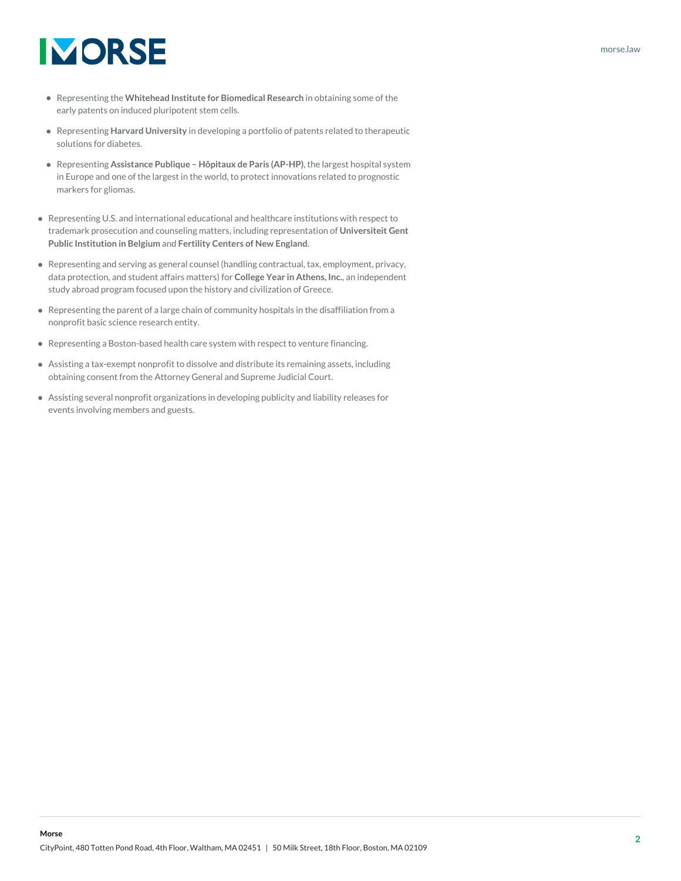- Representing the **Whitehead Institute for Biomedical Research** in obtaining some of the early patents on induced pluripotent stem cells.
  - Representing **Harvard University** in developing a portfolio of patents related to therapeutic solutions for diabetes.
  - Representing **Assistance Publique – Hôpitaux de Paris (AP-HP)**, the largest hospital system in Europe and one of the largest in the world, to protect innovations related to prognostic markers for gliomas.

- Representing U.S. and international educational and healthcare institutions with respect to trademark prosecution and counseling matters, including representation of **Universiteit Gent Public Institution in Belgium** and **Fertility Centers of New England**.
- Representing and serving as general counsel (handling contractual, tax, employment, privacy, data protection, and student affairs matters) for **College Year in Athens, Inc.**, an independent study abroad program focused upon the history and civilization of Greece.
- Representing the parent of a large chain of community hospitals in the disaffiliation from a nonprofit basic science research entity.
- Representing a Boston-based health care system with respect to venture financing.
- Assisting a tax-exempt nonprofit to dissolve and distribute its remaining assets, including obtaining consent from the Attorney General and Supreme Judicial Court.
- Assisting several nonprofit organizations in developing publicity and liability releases for events involving members and guests.